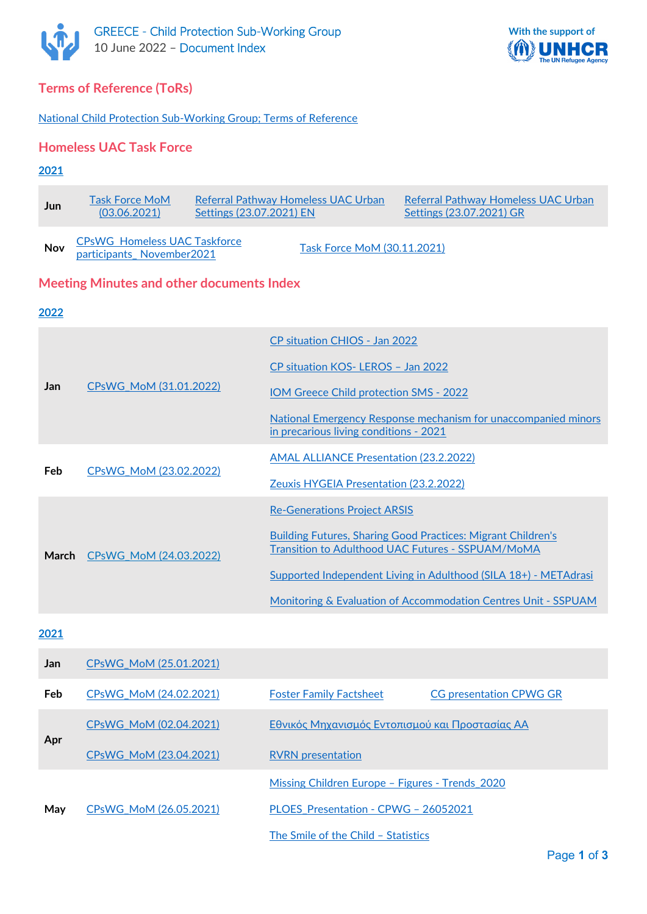GREECE - Child Protection Sub-Working Group
10 June 2022 – Document Index

With the support of UNHCR The UN Refugee Agency

## Terms of Reference (ToRs)

National Child Protection Sub-Working Group; Terms of Reference

## Homeless UAC Task Force

### 2021

| | | | |
|---|---|---|---|
| Jun | Task Force MoM (03.06.2021) | Referral Pathway Homeless UAC Urban Settings (23.07.2021) EN | Referral Pathway Homeless UAC Urban Settings (23.07.2021) GR |
| Nov | CPsWG_Homeless UAC Taskforce participants_ November2021 | Task Force MoM (30.11.2021) | |

## Meeting Minutes and other documents Index

### 2022

| | | |
|---|---|---|
| Jan | CPsWG_MoM (31.01.2022) | CP situation CHIOS - Jan 2022 |
| | | CP situation KOS- LEROS – Jan 2022 |
| | | IOM Greece Child protection SMS - 2022 |
| | | National Emergency Response mechanism for unaccompanied minors in precarious living conditions - 2021 |
| Feb | CPsWG_MoM (23.02.2022) | AMAL ALLIANCE Presentation (23.2.2022) |
| | | Zeuxis HYGEIA Presentation (23.2.2022) |
| March | CPsWG_MoM (24.03.2022) | Re-Generations Project ARSIS |
| | | Building Futures, Sharing Good Practices: Migrant Children's Transition to Adulthood UAC Futures - SSPUAM/MoMA |
| | | Supported Independent Living in Adulthood (SILA 18+) - METAdrasi |
| | | Monitoring & Evaluation of Accommodation Centres Unit - SSPUAM |

### 2021

| | | | |
|---|---|---|---|
| Jan | CPsWG_MoM (25.01.2021) | | |
| Feb | CPsWG_MoM (24.02.2021) | Foster Family Factsheet | CG presentation CPWG GR |
| Apr | CPsWG_MoM (02.04.2021) | Εθνικός Μηχανισμός Εντοπισμού και Προστασίας ΑΑ | |
| | CPsWG_MoM (23.04.2021) | RVRN presentation | |
| May | CPsWG_MoM (26.05.2021) | Missing Children Europe – Figures - Trends_2020 | |
| | | PLOES_Presentation - CPWG – 26052021 | |
| | | The Smile of the Child – Statistics | |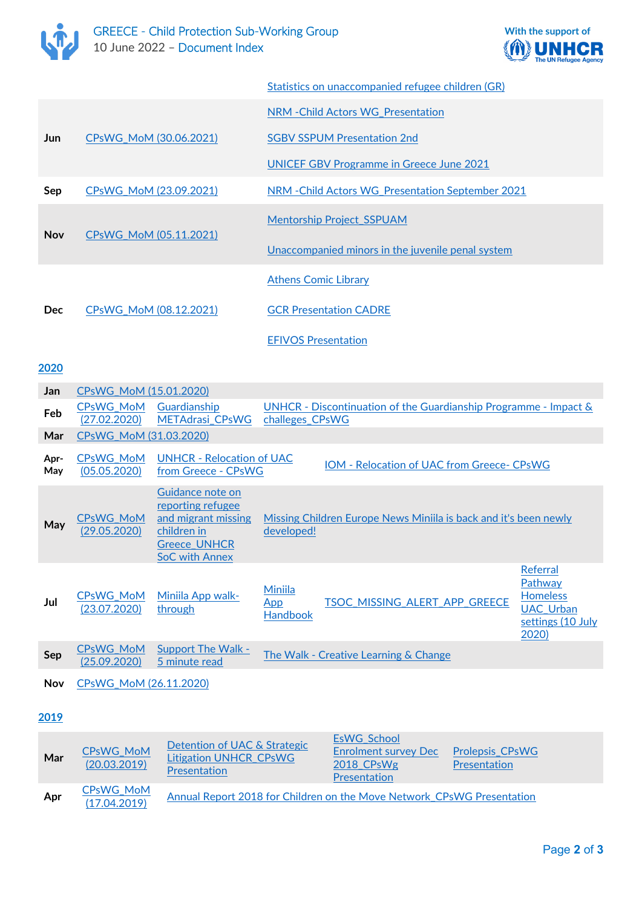| | | |
|---|---|---|
| | | Statistics on unaccompanied refugee children (GR) |
| Jun | CPsWG_MoM (30.06.2021) | NRM -Child Actors WG_Presentation<br>SGBV SSPUM Presentation 2nd<br>UNICEF GBV Programme in Greece June 2021 |
| Sep | CPsWG_MoM (23.09.2021) | NRM -Child Actors WG_Presentation September 2021 |
| Nov | CPsWG_MoM (05.11.2021) | Mentorship Project_SSPUAM<br>Unaccompanied minors in the juvenile penal system |
| Dec | CPsWG_MoM (08.12.2021) | Athens Comic Library<br>GCR Presentation CADRE<br>EFIVOS Presentation |

## 2020

| | | | | | |
|---|---|---|---|---|---|
| Jan | CPsWG_MoM (15.01.2020) | | | | |
| Feb | CPsWG_MoM (27.02.2020) | Guardianship METAdrasi_CPsWG | UNHCR - Discontinuation of the Guardianship Programme - Impact & challeges_CPsWG | | |
| Mar | CPsWG_MoM (31.03.2020) | | | | |
| Apr-May | CPsWG_MoM (05.05.2020) | UNHCR - Relocation of UAC from Greece - CPsWG | | IOM - Relocation of UAC from Greece- CPsWG | |
| May | CPsWG_MoM (29.05.2020) | Guidance note on reporting refugee and migrant missing children in Greece_UNHCR SoC with Annex | Missing Children Europe News Miniila is back and it's been newly developed! | | |
| Jul | CPsWG_MoM (23.07.2020) | Miniila App walk-through | Miniila App Handbook | TSOC_MISSING_ALERT_APP_GREECE | Referral Pathway Homeless UAC_Urban settings (10 July 2020) |
| Sep | CPsWG_MoM (25.09.2020) | Support The Walk - 5 minute read | The Walk - Creative Learning & Change | | |
| Nov | CPsWG_MoM (26.11.2020) | | | | |

## 2019

| | | | | |
|---|---|---|---|---|
| Mar | CPsWG_MoM (20.03.2019) | Detention of UAC & Strategic Litigation UNHCR_CPsWG Presentation | EsWG_School Enrolment survey Dec 2018_CPsWg Presentation | Prolepsis_CPsWG Presentation |
| Apr | CPsWG_MoM (17.04.2019) | Annual Report 2018 for Children on the Move Network_CPsWG Presentation | | |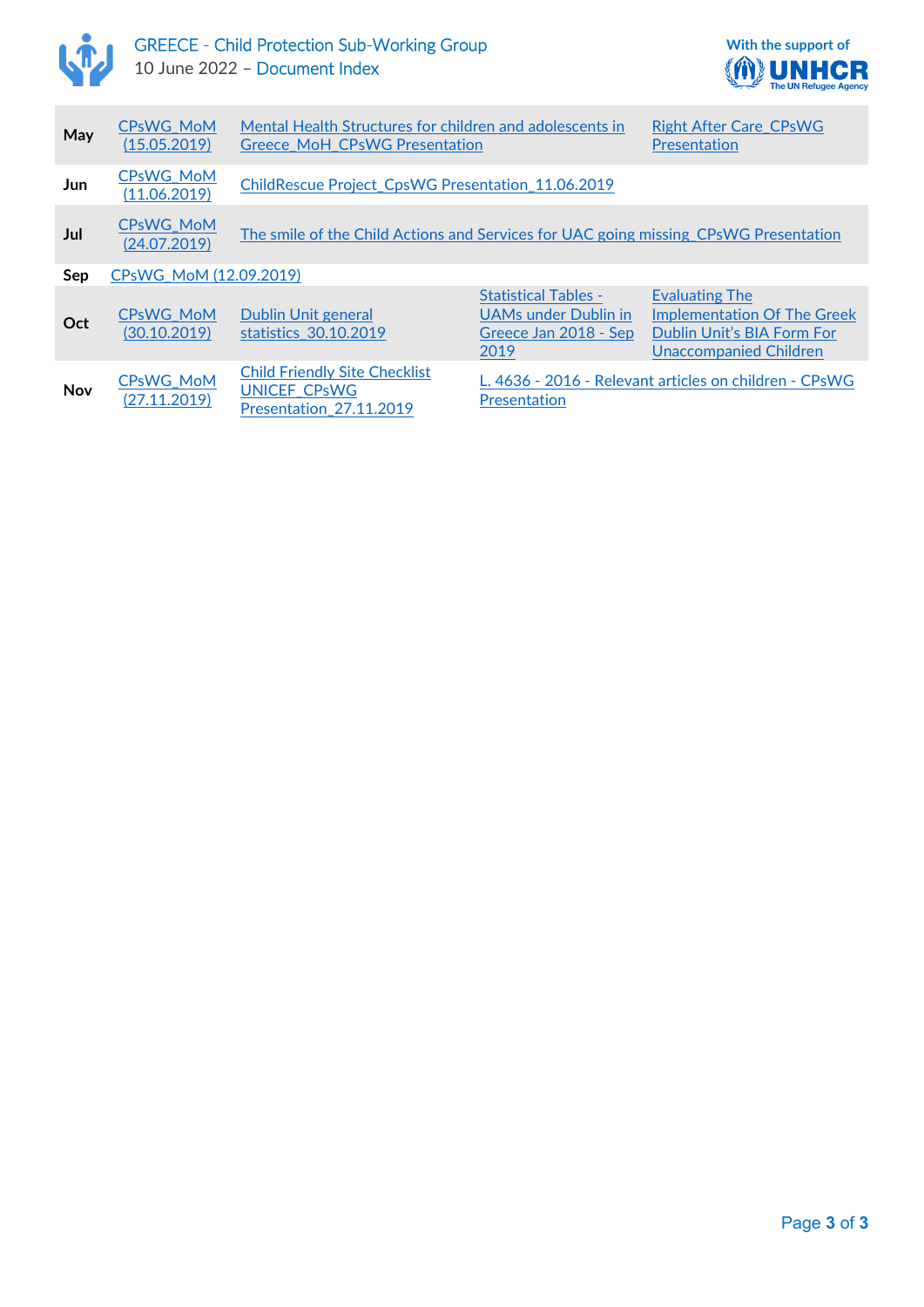| | | | | |
|---|---|---|---|---|
| May | CPsWG_MoM (15.05.2019) | Mental Health Structures for children and adolescents in Greece_MoH_CPsWG Presentation | | Right After Care_CPsWG Presentation |
| Jun | CPsWG_MoM (11.06.2019) | ChildRescue Project_CpsWG Presentation_11.06.2019 | | |
| Jul | CPsWG_MoM (24.07.2019) | The smile of the Child Actions and Services for UAC going missing_CPsWG Presentation | | |
| Sep | CPsWG_MoM (12.09.2019) | | | |
| Oct | CPsWG_MoM (30.10.2019) | Dublin Unit general statistics_30.10.2019 | Statistical Tables - UAMs under Dublin in Greece Jan 2018 - Sep 2019 | Evaluating The Implementation Of The Greek Dublin Unit's BIA Form For Unaccompanied Children |
| Nov | CPsWG_MoM (27.11.2019) | Child Friendly Site Checklist UNICEF_CPsWG Presentation_27.11.2019 | L. 4636 - 2016 - Relevant articles on children - CPsWG Presentation | |